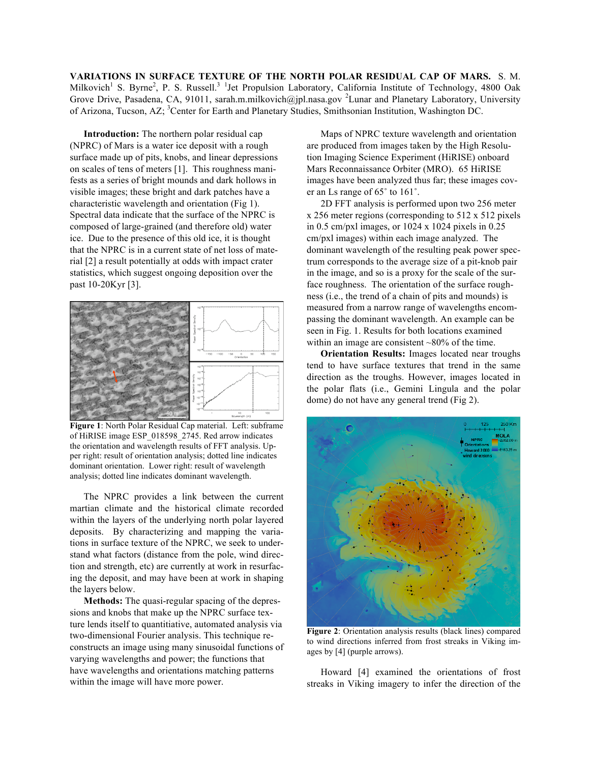**VARIATIONS IN SURFACE TEXTURE OF THE NORTH POLAR RESIDUAL CAP OF MARS.** S. M. Milkovich[1] S. Byrne[2], P. S. Russell.[3] [1]Jet Propulsion Laboratory, California Institute of Technology, 4800 Oak Grove Drive, Pasadena, CA, 91011, sarah.m.milkovich@jpl.nasa.gov [2]Lunar and Planetary Laboratory, University of Arizona, Tucson, AZ; [3]Center for Earth and Planetary Studies, Smithsonian Institution, Washington DC.

**Introduction:** The northern polar residual cap (NPRC) of Mars is a water ice deposit with a rough surface made up of pits, knobs, and linear depressions on scales of tens of meters [1]. This roughness manifests as a series of bright mounds and dark hollows in visible images; these bright and dark patches have a characteristic wavelength and orientation (Fig 1). Spectral data indicate that the surface of the NPRC is composed of large-grained (and therefore old) water ice. Due to the presence of this old ice, it is thought that the NPRC is in a current state of net loss of material [2] a result potentially at odds with impact crater statistics, which suggest ongoing deposition over the past 10-20Kyr [3].

**Figure 1**: North Polar Residual Cap material. Left: subframe of HiRISE image ESP_018598_2745. Red arrow indicates the orientation and wavelength results of FFT analysis. Upper right: result of orientation analysis; dotted line indicates dominant orientation. Lower right: result of wavelength analysis; dotted line indicates dominant wavelength.

The NPRC provides a link between the current martian climate and the historical climate recorded within the layers of the underlying north polar layered deposits. By characterizing and mapping the variations in surface texture of the NPRC, we seek to understand what factors (distance from the pole, wind direction and strength, etc) are currently at work in resurfacing the deposit, and may have been at work in shaping the layers below.

**Methods:** The quasi-regular spacing of the depressions and knobs that make up the NPRC surface texture lends itself to quantitiative, automated analysis via two-dimensional Fourier analysis. This technique reconstructs an image using many sinusoidal functions of varying wavelengths and power; the functions that have wavelengths and orientations matching patterns within the image will have more power.

Maps of NPRC texture wavelength and orientation are produced from images taken by the High Resolution Imaging Science Experiment (HiRISE) onboard Mars Reconnaissance Orbiter (MRO). 65 HiRISE images have been analyzed thus far; these images cover an Ls range of 65˚ to 161˚.

2D FFT analysis is performed upon two 256 meter x 256 meter regions (corresponding to 512 x 512 pixels in 0.5 cm/pxl images, or 1024 x 1024 pixels in 0.25 cm/pxl images) within each image analyzed. The dominant wavelength of the resulting peak power spectrum corresponds to the average size of a pit-knob pair in the image, and so is a proxy for the scale of the surface roughness. The orientation of the surface roughness (i.e., the trend of a chain of pits and mounds) is measured from a narrow range of wavelengths encompassing the dominant wavelength. An example can be seen in Fig. 1. Results for both locations examined within an image are consistent ~80% of the time.

**Orientation Results:** Images located near troughs tend to have surface textures that trend in the same direction as the troughs. However, images located in the polar flats (i.e., Gemini Lingula and the polar dome) do not have any general trend (Fig 2).

**Figure 2**: Orientation analysis results (black lines) compared to wind directions inferred from frost streaks in Viking images by [4] (purple arrows).

Howard [4] examined the orientations of frost streaks in Viking imagery to infer the direction of the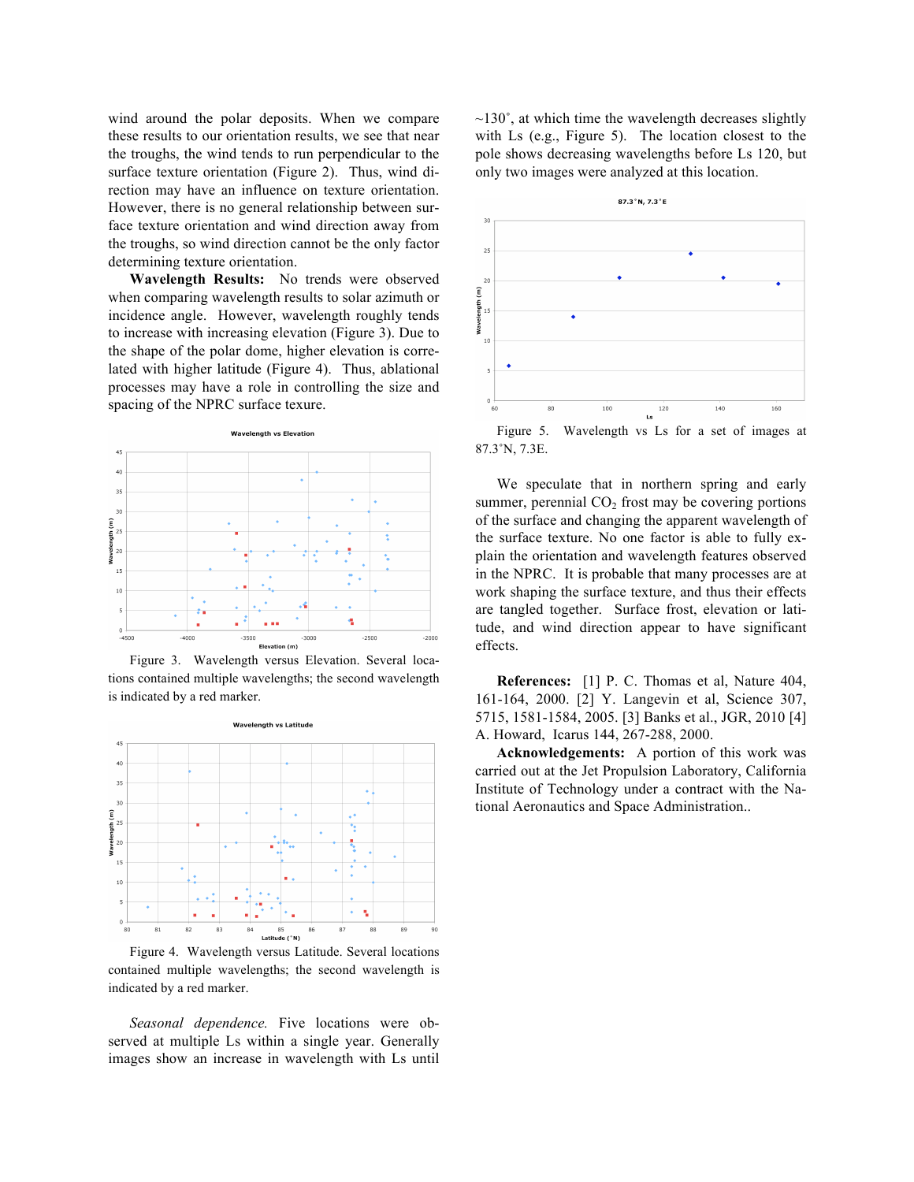wind around the polar deposits. When we compare these results to our orientation results, we see that near the troughs, the wind tends to run perpendicular to the surface texture orientation (Figure 2). Thus, wind direction may have an influence on texture orientation. However, there is no general relationship between surface texture orientation and wind direction away from the troughs, so wind direction cannot be the only factor determining texture orientation.

**Wavelength Results:** No trends were observed when comparing wavelength results to solar azimuth or incidence angle. However, wavelength roughly tends to increase with increasing elevation (Figure 3). Due to the shape of the polar dome, higher elevation is correlated with higher latitude (Figure 4). Thus, ablational processes may have a role in controlling the size and spacing of the NPRC surface texure.

Wavelength vs Elevation

Wavelength (m)

Elevation (m)

Figure 3. Wavelength versus Elevation. Several locations contained multiple wavelengths; the second wavelength is indicated by a red marker.

Wavelength vs Latitude

Wavelength (m)

Latitude (°N)

Figure 4. Wavelength versus Latitude. Several locations contained multiple wavelengths; the second wavelength is indicated by a red marker.

*Seasonal dependence.* Five locations were observed at multiple Ls within a single year. Generally images show an increase in wavelength with Ls until ~130˚, at which time the wavelength decreases slightly with Ls (e.g., Figure 5). The location closest to the pole shows decreasing wavelengths before Ls 120, but only two images were analyzed at this location.

87.3˚N, 7.3˚E

Wavelength (m)

Ls

Figure 5. Wavelength vs Ls for a set of images at 87.3˚N, 7.3E.

We speculate that in northern spring and early summer, perennial $CO_2$ frost may be covering portions of the surface and changing the apparent wavelength of the surface texture. No one factor is able to fully explain the orientation and wavelength features observed in the NPRC. It is probable that many processes are at work shaping the surface texture, and thus their effects are tangled together. Surface frost, elevation or latitude, and wind direction appear to have significant effects.

**References:** [1] P. C. Thomas et al, Nature 404, 161-164, 2000. [2] Y. Langevin et al, Science 307, 5715, 1581-1584, 2005. [3] Banks et al., JGR, 2010 [4] A. Howard, Icarus 144, 267-288, 2000.

**Acknowledgements:** A portion of this work was carried out at the Jet Propulsion Laboratory, California Institute of Technology under a contract with the National Aeronautics and Space Administration..